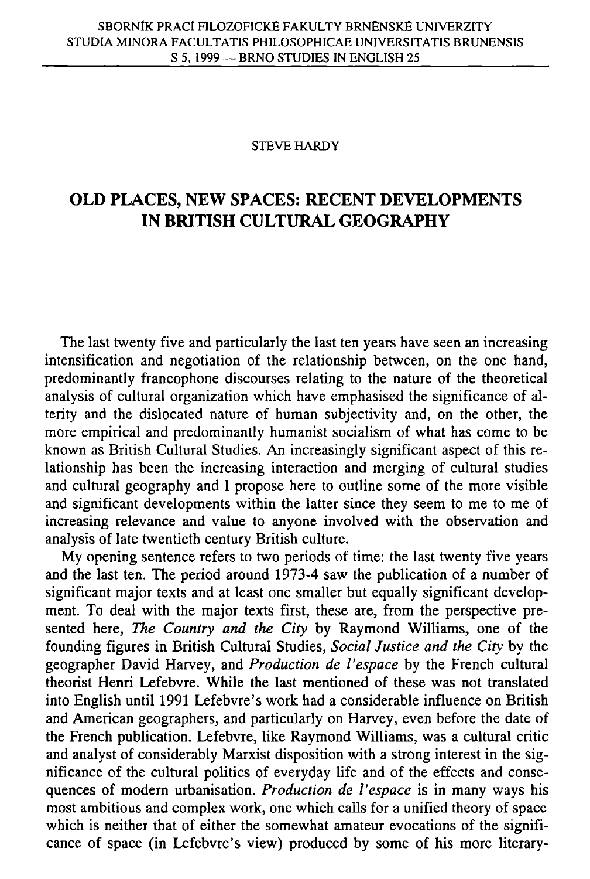STEVE HARDY

# OLD PLACES, NEW SPACES: RECENT DEVELOPMENTS IN BRITISH CULTURAL GEOGRAPHY

The last twenty five and particularly the last ten years have seen an increasing intensification and negotiation of the relationship between, on the one hand, predominantly francophone discourses relating to the nature of the theoretical analysis of cultural organization which have emphasised the significance of alterity and the dislocated nature of human subjectivity and, on the other, the more empirical and predominantly humanist socialism of what has come to be known as British Cultural Studies. An increasingly significant aspect of this relationship has been the increasing interaction and merging of cultural studies and cultural geography and I propose here to outline some of the more visible and significant developments within the latter since they seem to me to me of increasing relevance and value to anyone involved with the observation and analysis of late twentieth century British culture.

My opening sentence refers to two periods of time: the last twenty five years and the last ten. The period around 1973-4 saw the publication of a number of significant major texts and at least one smaller but equally significant development. To deal with the major texts first, these are, from the perspective presented here, *The Country and the City* by Raymond Williams, one of the founding figures in British Cultural Studies, *Social Justice and the City* by the geographer David Harvey, and *Production de l'espace* by the French cultural theorist Henri Lefebvre. While the last mentioned of these was not translated into English until 1991 Lefebvre's work had a considerable influence on British and American geographers, and particularly on Harvey, even before the date of the French publication. Lefebvre, like Raymond Williams, was a cultural critic and analyst of considerably Marxist disposition with a strong interest in the significance of the cultural politics of everyday life and of the effects and consequences of modern urbanisation. *Production de l'espace* is in many ways his most ambitious and complex work, one which calls for a unified theory of space which is neither that of either the somewhat amateur evocations of the significance of space (in Lefebvre's view) produced by some of his more literary-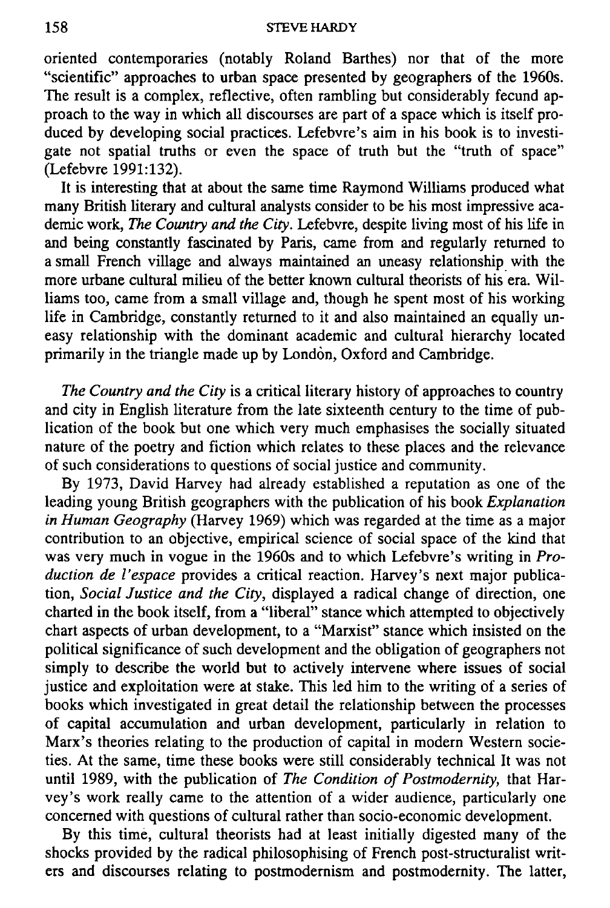oriented contemporaries (notably Roland Barthes) nor that of the more "scientific" approaches to urban space presented by geographers of the 1960s. The result is a complex, reflective, often rambling but considerably fecund approach to the way in which all discourses are part of a space which is itself produced by developing social practices. Lefebvre's aim in his book is to investigate not spatial truths or even the space of truth but the "truth of space" (Lefebvre 1991:132).

It is interesting that at about the same time Raymond Williams produced what many British literary and cultural analysts consider to be his most impressive academic work, *The Country and the City*. Lefebvre, despite living most of his life in and being constantly fascinated by Paris, came from and regularly returned to a small French village and always maintained an uneasy relationship with the more urbane cultural milieu of the better known cultural theorists of his era. Williams too, came from a small village and, though he spent most of his working life in Cambridge, constantly returned to it and also maintained an equally uneasy relationship with the dominant academic and cultural hierarchy located primarily in the triangle made up by London, Oxford and Cambridge.

*The Country and the City* is a critical literary history of approaches to country and city in English literature from the late sixteenth century to the time of publication of the book but one which very much emphasises the socially situated nature of the poetry and fiction which relates to these places and the relevance of such considerations to questions of social justice and community.

By 1973, David Harvey had already established a reputation as one of the leading young British geographers with the publication of his book *Explanation in Human Geography* (Harvey 1969) which was regarded at the time as a major contribution to an objective, empirical science of social space of the kind that was very much in vogue in the 1960s and to which Lefebvre's writing in *Production de l'espace* provides a critical reaction. Harvey's next major publication, *Social Justice and the City*, displayed a radical change of direction, one charted in the book itself, from a "liberal" stance which attempted to objectively chart aspects of urban development, to a "Marxist" stance which insisted on the political significance of such development and the obligation of geographers not simply to describe the world but to actively intervene where issues of social justice and exploitation were at stake. This led him to the writing of a series of books which investigated in great detail the relationship between the processes of capital accumulation and urban development, particularly in relation to Marx's theories relating to the production of capital in modern Western societies. At the same, time these books were still considerably technical It was not until 1989, with the publication of *The Condition of Postmodernity,* that Harvey's work really came to the attention of a wider audience, particularly one concerned with questions of cultural rather than socio-economic development.

By this time, cultural theorists had at least initially digested many of the shocks provided by the radical philosophising of French post-structuralist writers and discourses relating to postmodernism and postmodernity. The latter,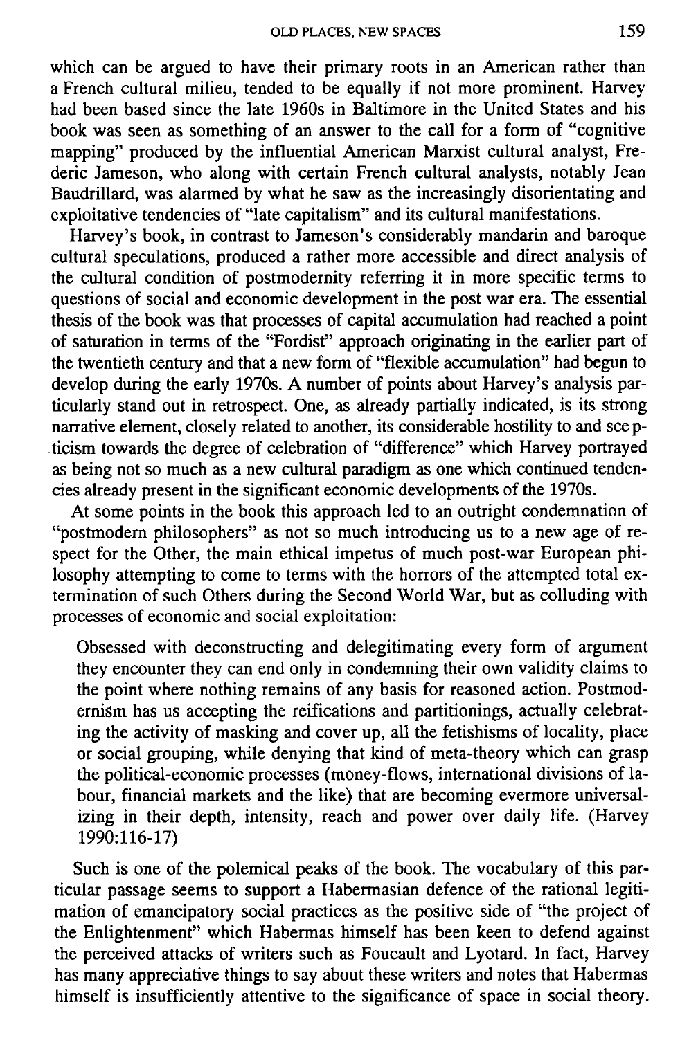which can be argued to have their primary roots in an American rather than a French cultural milieu, tended to be equally if not more prominent. Harvey had been based since the late 1960s in Baltimore in the United States and his book was seen as something of an answer to the call for a form of "cognitive mapping" produced by the influential American Marxist cultural analyst, Frederic Jameson, who along with certain French cultural analysts, notably Jean Baudrillard, was alarmed by what he saw as the increasingly disorientating and exploitative tendencies of "late capitalism" and its cultural manifestations.

Harvey's book, in contrast to Jameson's considerably mandarin and baroque cultural speculations, produced a rather more accessible and direct analysis of the cultural condition of postmodernity referring it in more specific terms to questions of social and economic development in the post war era. The essential thesis of the book was that processes of capital accumulation had reached a point of saturation in terms of the "Fordist" approach originating in the earlier part of the twentieth century and that a new form of "flexible accumulation" had begun to develop during the early 1970s. A number of points about Harvey's analysis particularly stand out in retrospect. One, as already partially indicated, is its strong narrative element, closely related to another, its considerable hostility to and scepticism towards the degree of celebration of "difference" which Harvey portrayed as being not so much as a new cultural paradigm as one which continued tendencies already present in the significant economic developments of the 1970s.

At some points in the book this approach led to an outright condemnation of "postmodern philosophers" as not so much introducing us to a new age of respect for the Other, the main ethical impetus of much post-war European philosophy attempting to come to terms with the horrors of the attempted total extermination of such Others during the Second World War, but as colluding with processes of economic and social exploitation:

> Obsessed with deconstructing and delegitimating every form of argument they encounter they can end only in condemning their own validity claims to the point where nothing remains of any basis for reasoned action. Postmodernism has us accepting the reifications and partitionings, actually celebrating the activity of masking and cover up, all the fetishisms of locality, place or social grouping, while denying that kind of meta-theory which can grasp the political-economic processes (money-flows, international divisions of labour, financial markets and the like) that are becoming evermore universalizing in their depth, intensity, reach and power over daily life. (Harvey 1990:116-17)

Such is one of the polemical peaks of the book. The vocabulary of this particular passage seems to support a Habermasian defence of the rational legitimation of emancipatory social practices as the positive side of "the project of the Enlightenment" which Habermas himself has been keen to defend against the perceived attacks of writers such as Foucault and Lyotard. In fact, Harvey has many appreciative things to say about these writers and notes that Habermas himself is insufficiently attentive to the significance of space in social theory.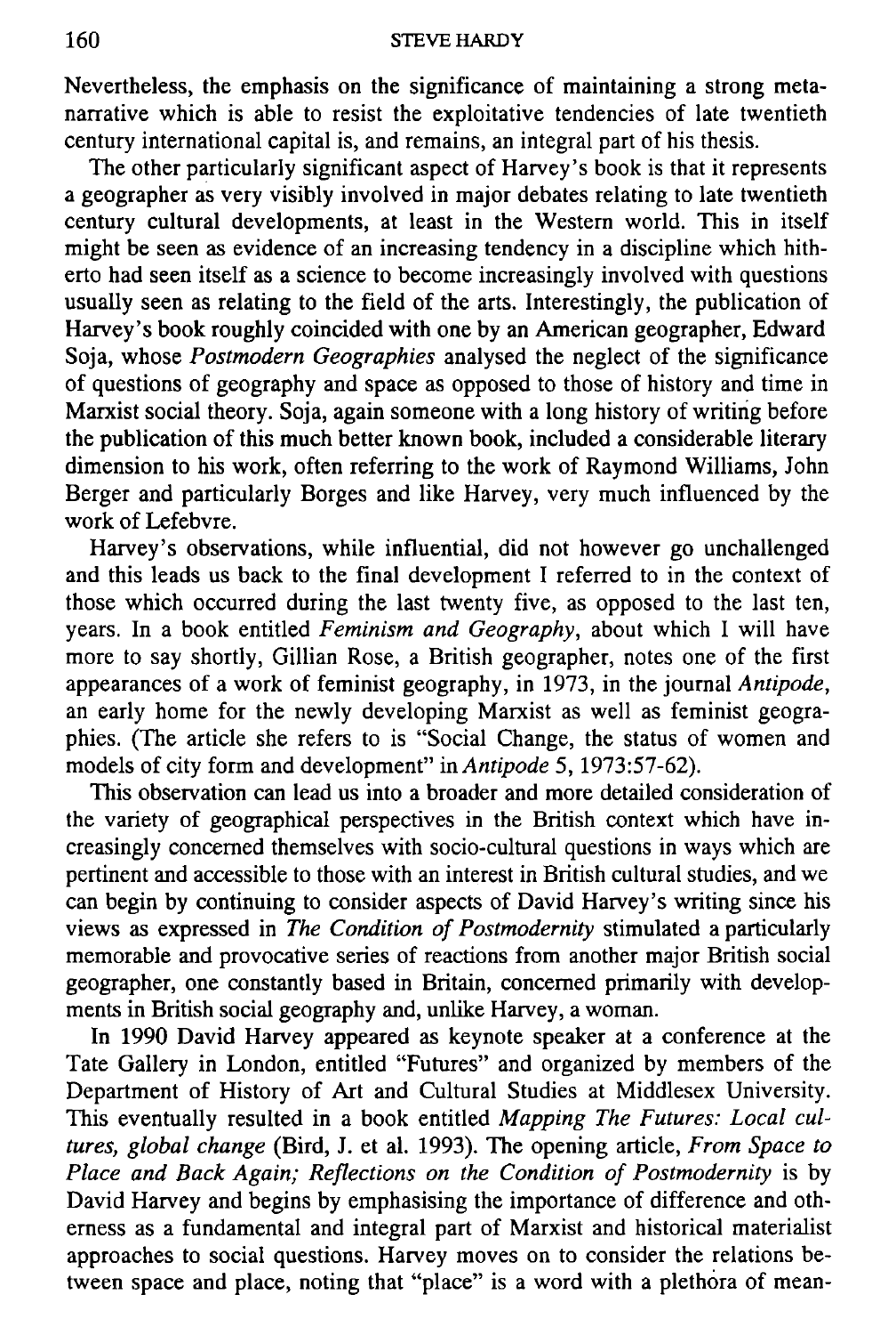Nevertheless, the emphasis on the significance of maintaining a strong meta-narrative which is able to resist the exploitative tendencies of late twentieth century international capital is, and remains, an integral part of his thesis.

The other particularly significant aspect of Harvey's book is that it represents a geographer as very visibly involved in major debates relating to late twentieth century cultural developments, at least in the Western world. This in itself might be seen as evidence of an increasing tendency in a discipline which hitherto had seen itself as a science to become increasingly involved with questions usually seen as relating to the field of the arts. Interestingly, the publication of Harvey's book roughly coincided with one by an American geographer, Edward Soja, whose *Postmodern Geographies* analysed the neglect of the significance of questions of geography and space as opposed to those of history and time in Marxist social theory. Soja, again someone with a long history of writing before the publication of this much better known book, included a considerable literary dimension to his work, often referring to the work of Raymond Williams, John Berger and particularly Borges and like Harvey, very much influenced by the work of Lefebvre.

Harvey's observations, while influential, did not however go unchallenged and this leads us back to the final development I referred to in the context of those which occurred during the last twenty five, as opposed to the last ten, years. In a book entitled *Feminism and Geography*, about which I will have more to say shortly, Gillian Rose, a British geographer, notes one of the first appearances of a work of feminist geography, in 1973, in the journal *Antipode*, an early home for the newly developing Marxist as well as feminist geographies. (The article she refers to is "Social Change, the status of women and models of city form and development" in *Antipode* 5, 1973:57-62).

This observation can lead us into a broader and more detailed consideration of the variety of geographical perspectives in the British context which have increasingly concerned themselves with socio-cultural questions in ways which are pertinent and accessible to those with an interest in British cultural studies, and we can begin by continuing to consider aspects of David Harvey's writing since his views as expressed in *The Condition of Postmodernity* stimulated a particularly memorable and provocative series of reactions from another major British social geographer, one constantly based in Britain, concerned primarily with developments in British social geography and, unlike Harvey, a woman.

In 1990 David Harvey appeared as keynote speaker at a conference at the Tate Gallery in London, entitled "Futures" and organized by members of the Department of History of Art and Cultural Studies at Middlesex University. This eventually resulted in a book entitled *Mapping The Futures: Local cultures, global change* (Bird, J. et al. 1993). The opening article, *From Space to Place and Back Again; Reflections on the Condition of Postmodernity* is by David Harvey and begins by emphasising the importance of difference and otherness as a fundamental and integral part of Marxist and historical materialist approaches to social questions. Harvey moves on to consider the relations between space and place, noting that "place" is a word with a plethora of mean-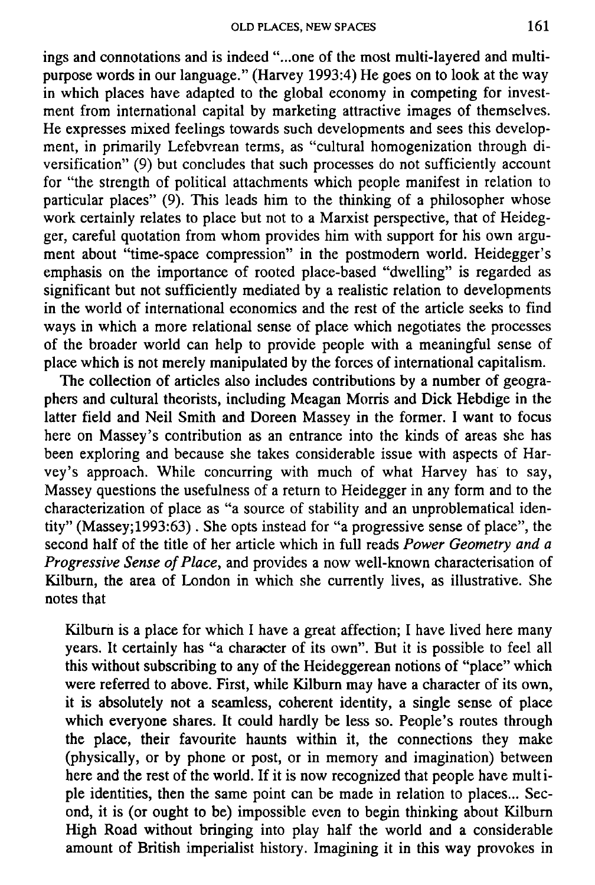ings and connotations and is indeed "...one of the most multi-layered and multi-purpose words in our language." (Harvey 1993:4) He goes on to look at the way in which places have adapted to the global economy in competing for investment from international capital by marketing attractive images of themselves. He expresses mixed feelings towards such developments and sees this development, in primarily Lefebvrean terms, as "cultural homogenization through diversification" (9) but concludes that such processes do not sufficiently account for "the strength of political attachments which people manifest in relation to particular places" (9). This leads him to the thinking of a philosopher whose work certainly relates to place but not to a Marxist perspective, that of Heidegger, careful quotation from whom provides him with support for his own argument about "time-space compression" in the postmodern world. Heidegger's emphasis on the importance of rooted place-based "dwelling" is regarded as significant but not sufficiently mediated by a realistic relation to developments in the world of international economics and the rest of the article seeks to find ways in which a more relational sense of place which negotiates the processes of the broader world can help to provide people with a meaningful sense of place which is not merely manipulated by the forces of international capitalism.

The collection of articles also includes contributions by a number of geographers and cultural theorists, including Meagan Morris and Dick Hebdige in the latter field and Neil Smith and Doreen Massey in the former. I want to focus here on Massey's contribution as an entrance into the kinds of areas she has been exploring and because she takes considerable issue with aspects of Harvey's approach. While concurring with much of what Harvey has to say, Massey questions the usefulness of a return to Heidegger in any form and to the characterization of place as "a source of stability and an unproblematical identity" (Massey;1993:63) . She opts instead for "a progressive sense of place", the second half of the title of her article which in full reads *Power Geometry and a Progressive Sense of Place*, and provides a now well-known characterisation of Kilburn, the area of London in which she currently lives, as illustrative. She notes that

> Kilburn is a place for which I have a great affection; I have lived here many years. It certainly has "a character of its own". But it is possible to feel all this without subscribing to any of the Heideggerean notions of "place" which were referred to above. First, while Kilburn may have a character of its own, it is absolutely not a seamless, coherent identity, a single sense of place which everyone shares. It could hardly be less so. People's routes through the place, their favourite haunts within it, the connections they make (physically, or by phone or post, or in memory and imagination) between here and the rest of the world. If it is now recognized that people have multiple identities, then the same point can be made in relation to places... Second, it is (or ought to be) impossible even to begin thinking about Kilburn High Road without bringing into play half the world and a considerable amount of British imperialist history. Imagining it in this way provokes in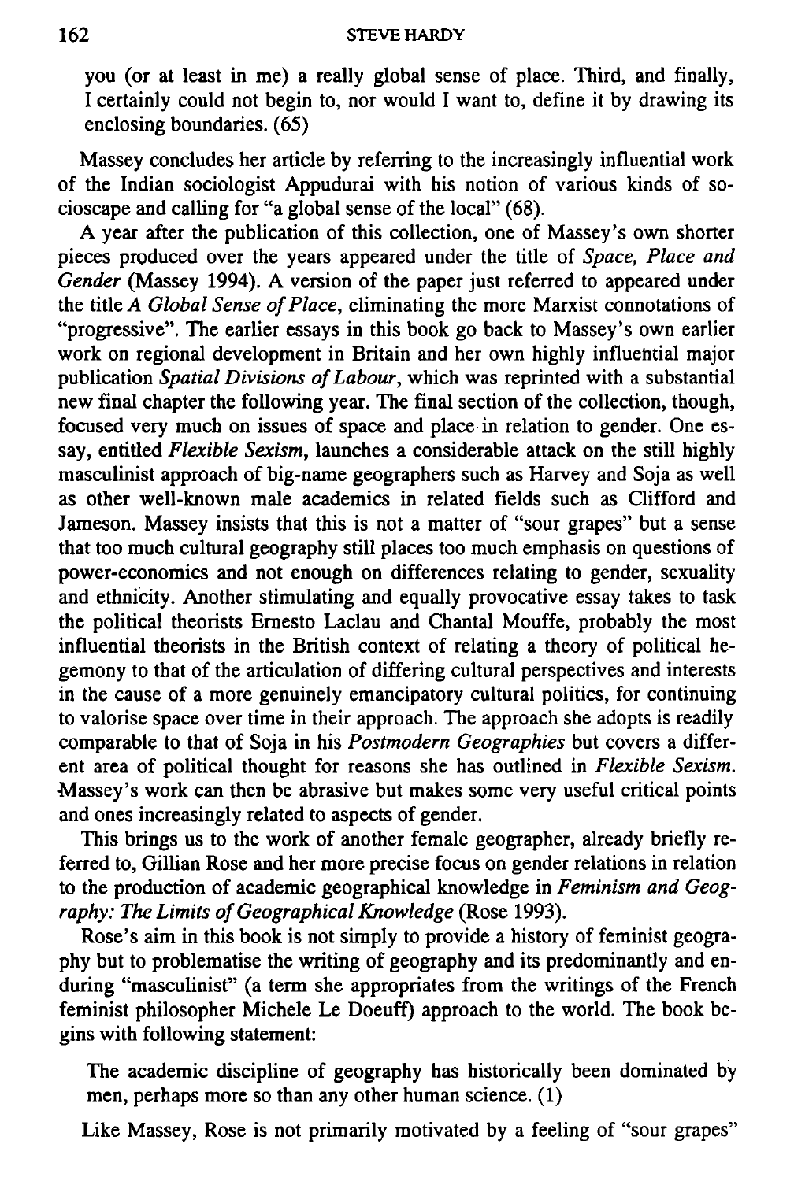you (or at least in me) a really global sense of place. Third, and finally, I certainly could not begin to, nor would I want to, define it by drawing its enclosing boundaries. (65)

Massey concludes her article by referring to the increasingly influential work of the Indian sociologist Appudurai with his notion of various kinds of socioscape and calling for "a global sense of the local" (68).

A year after the publication of this collection, one of Massey's own shorter pieces produced over the years appeared under the title of *Space, Place and Gender* (Massey 1994). A version of the paper just referred to appeared under the title *A Global Sense of Place*, eliminating the more Marxist connotations of "progressive". The earlier essays in this book go back to Massey's own earlier work on regional development in Britain and her own highly influential major publication *Spatial Divisions of Labour*, which was reprinted with a substantial new final chapter the following year. The final section of the collection, though, focused very much on issues of space and place in relation to gender. One essay, entitled *Flexible Sexism*, launches a considerable attack on the still highly masculinist approach of big-name geographers such as Harvey and Soja as well as other well-known male academics in related fields such as Clifford and Jameson. Massey insists that this is not a matter of "sour grapes" but a sense that too much cultural geography still places too much emphasis on questions of power-economics and not enough on differences relating to gender, sexuality and ethnicity. Another stimulating and equally provocative essay takes to task the political theorists Ernesto Laclau and Chantal Mouffe, probably the most influential theorists in the British context of relating a theory of political hegemony to that of the articulation of differing cultural perspectives and interests in the cause of a more genuinely emancipatory cultural politics, for continuing to valorise space over time in their approach. The approach she adopts is readily comparable to that of Soja in his *Postmodern Geographies* but covers a different area of political thought for reasons she has outlined in *Flexible Sexism*. Massey's work can then be abrasive but makes some very useful critical points and ones increasingly related to aspects of gender.

This brings us to the work of another female geographer, already briefly referred to, Gillian Rose and her more precise focus on gender relations in relation to the production of academic geographical knowledge in *Feminism and Geography: The Limits of Geographical Knowledge* (Rose 1993).

Rose's aim in this book is not simply to provide a history of feminist geography but to problematise the writing of geography and its predominantly and enduring "masculinist" (a term she appropriates from the writings of the French feminist philosopher Michele Le Doeuff) approach to the world. The book begins with following statement:

> The academic discipline of geography has historically been dominated by men, perhaps more so than any other human science. (1)

Like Massey, Rose is not primarily motivated by a feeling of "sour grapes"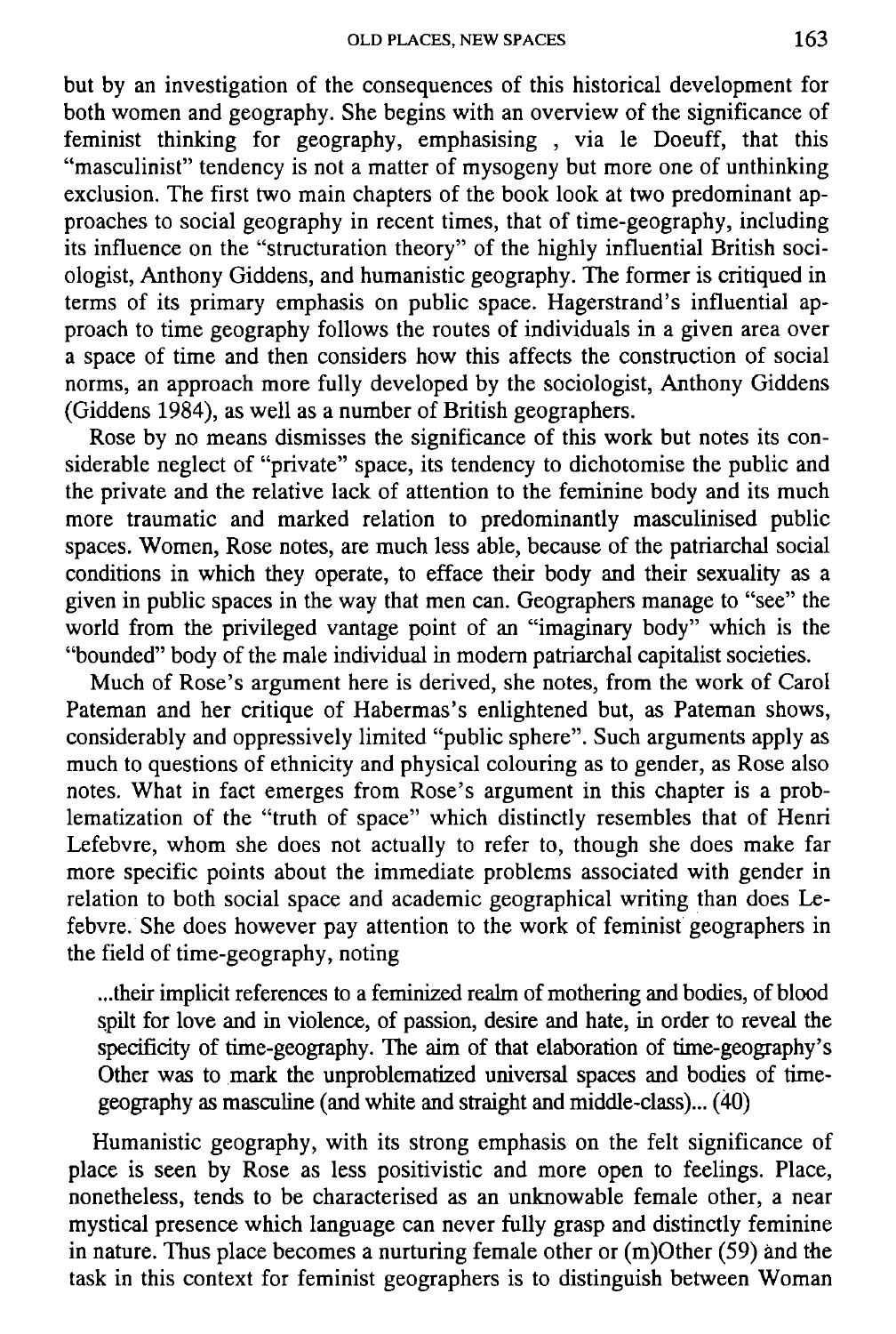but by an investigation of the consequences of this historical development for both women and geography. She begins with an overview of the significance of feminist thinking for geography, emphasising , via le Doeuff, that this "masculinist" tendency is not a matter of mysogeny but more one of unthinking exclusion. The first two main chapters of the book look at two predominant approaches to social geography in recent times, that of time-geography, including its influence on the "structuration theory" of the highly influential British sociologist, Anthony Giddens, and humanistic geography. The former is critiqued in terms of its primary emphasis on public space. Hagerstrand's influential approach to time geography follows the routes of individuals in a given area over a space of time and then considers how this affects the construction of social norms, an approach more fully developed by the sociologist, Anthony Giddens (Giddens 1984), as well as a number of British geographers.

Rose by no means dismisses the significance of this work but notes its considerable neglect of "private" space, its tendency to dichotomise the public and the private and the relative lack of attention to the feminine body and its much more traumatic and marked relation to predominantly masculinised public spaces. Women, Rose notes, are much less able, because of the patriarchal social conditions in which they operate, to efface their body and their sexuality as a given in public spaces in the way that men can. Geographers manage to "see" the world from the privileged vantage point of an "imaginary body" which is the "bounded" body of the male individual in modern patriarchal capitalist societies.

Much of Rose's argument here is derived, she notes, from the work of Carol Pateman and her critique of Habermas's enlightened but, as Pateman shows, considerably and oppressively limited "public sphere". Such arguments apply as much to questions of ethnicity and physical colouring as to gender, as Rose also notes. What in fact emerges from Rose's argument in this chapter is a problematization of the "truth of space" which distinctly resembles that of Henri Lefebvre, whom she does not actually to refer to, though she does make far more specific points about the immediate problems associated with gender in relation to both social space and academic geographical writing than does Lefebvre. She does however pay attention to the work of feminist geographers in the field of time-geography, noting

> ...their implicit references to a feminized realm of mothering and bodies, of blood spilt for love and in violence, of passion, desire and hate, in order to reveal the specificity of time-geography. The aim of that elaboration of time-geography's Other was to mark the unproblematized universal spaces and bodies of time-geography as masculine (and white and straight and middle-class)... (40)

Humanistic geography, with its strong emphasis on the felt significance of place is seen by Rose as less positivistic and more open to feelings. Place, nonetheless, tends to be characterised as an unknowable female other, a near mystical presence which language can never fully grasp and distinctly feminine in nature. Thus place becomes a nurturing female other or (m)Other (59) and the task in this context for feminist geographers is to distinguish between Woman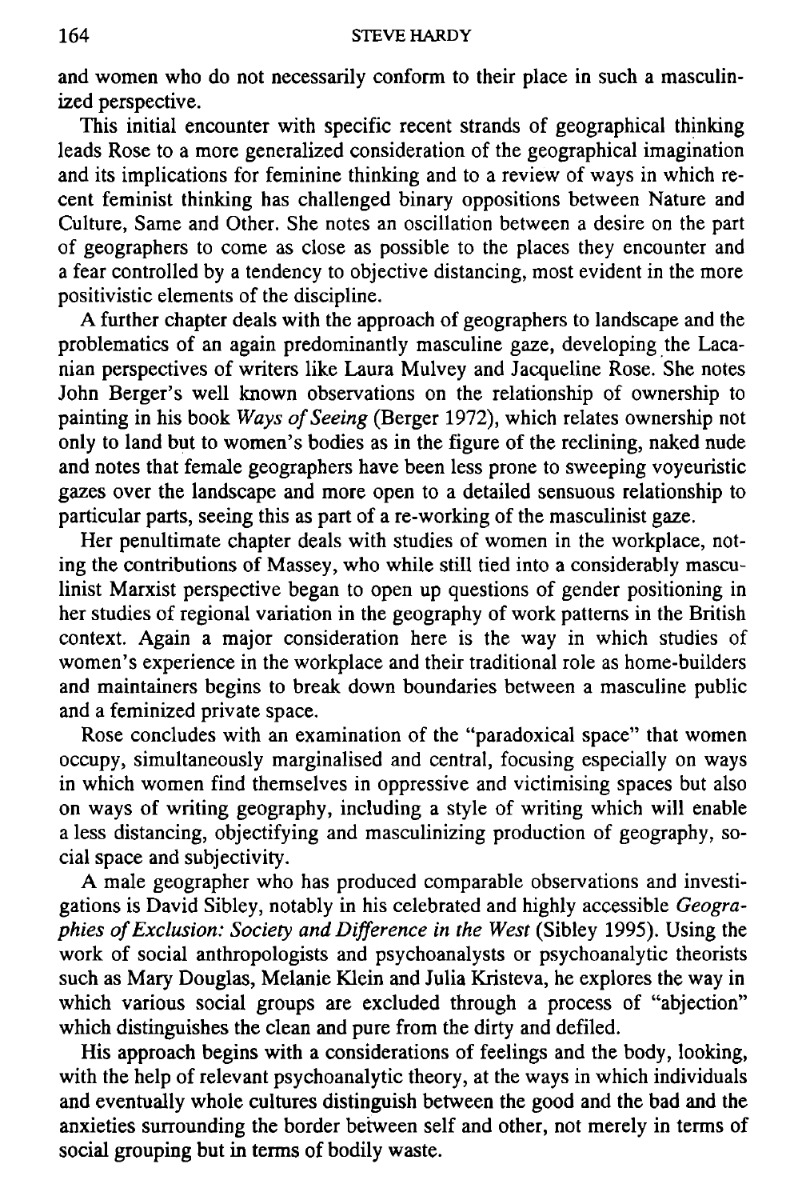and women who do not necessarily conform to their place in such a masculinized perspective.

This initial encounter with specific recent strands of geographical thinking leads Rose to a more generalized consideration of the geographical imagination and its implications for feminine thinking and to a review of ways in which recent feminist thinking has challenged binary oppositions between Nature and Culture, Same and Other. She notes an oscillation between a desire on the part of geographers to come as close as possible to the places they encounter and a fear controlled by a tendency to objective distancing, most evident in the more positivistic elements of the discipline.

A further chapter deals with the approach of geographers to landscape and the problematics of an again predominantly masculine gaze, developing the Lacanian perspectives of writers like Laura Mulvey and Jacqueline Rose. She notes John Berger's well known observations on the relationship of ownership to painting in his book *Ways of Seeing* (Berger 1972), which relates ownership not only to land but to women's bodies as in the figure of the reclining, naked nude and notes that female geographers have been less prone to sweeping voyeuristic gazes over the landscape and more open to a detailed sensuous relationship to particular parts, seeing this as part of a re-working of the masculinist gaze.

Her penultimate chapter deals with studies of women in the workplace, noting the contributions of Massey, who while still tied into a considerably masculinist Marxist perspective began to open up questions of gender positioning in her studies of regional variation in the geography of work patterns in the British context. Again a major consideration here is the way in which studies of women's experience in the workplace and their traditional role as home-builders and maintainers begins to break down boundaries between a masculine public and a feminized private space.

Rose concludes with an examination of the "paradoxical space" that women occupy, simultaneously marginalised and central, focusing especially on ways in which women find themselves in oppressive and victimising spaces but also on ways of writing geography, including a style of writing which will enable a less distancing, objectifying and masculinizing production of geography, social space and subjectivity.

A male geographer who has produced comparable observations and investigations is David Sibley, notably in his celebrated and highly accessible *Geographies of Exclusion: Society and Difference in the West* (Sibley 1995). Using the work of social anthropologists and psychoanalysts or psychoanalytic theorists such as Mary Douglas, Melanie Klein and Julia Kristeva, he explores the way in which various social groups are excluded through a process of "abjection" which distinguishes the clean and pure from the dirty and defiled.

His approach begins with a considerations of feelings and the body, looking, with the help of relevant psychoanalytic theory, at the ways in which individuals and eventually whole cultures distinguish between the good and the bad and the anxieties surrounding the border between self and other, not merely in terms of social grouping but in terms of bodily waste.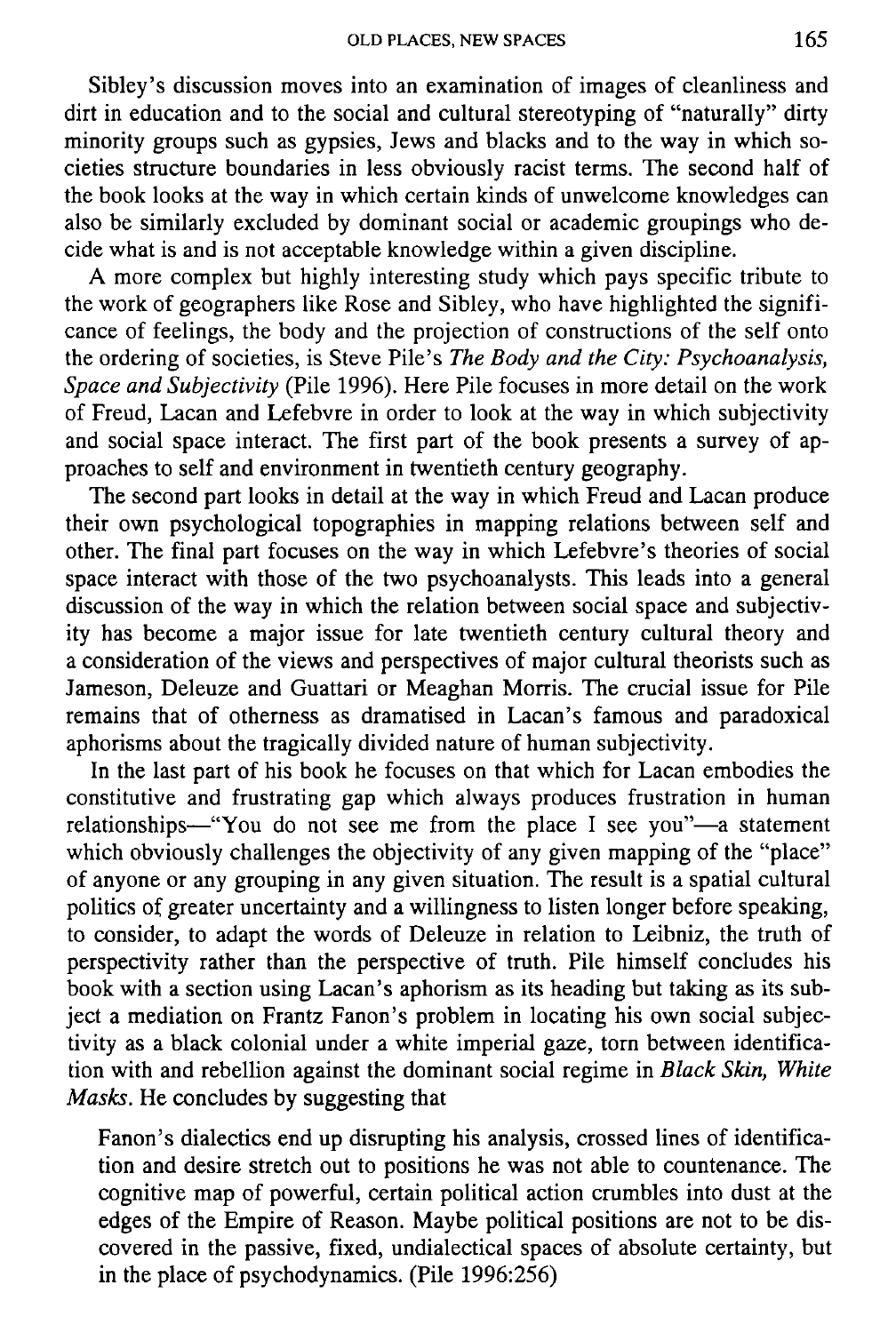Sibley's discussion moves into an examination of images of cleanliness and dirt in education and to the social and cultural stereotyping of "naturally" dirty minority groups such as gypsies, Jews and blacks and to the way in which societies structure boundaries in less obviously racist terms. The second half of the book looks at the way in which certain kinds of unwelcome knowledges can also be similarly excluded by dominant social or academic groupings who decide what is and is not acceptable knowledge within a given discipline.

A more complex but highly interesting study which pays specific tribute to the work of geographers like Rose and Sibley, who have highlighted the significance of feelings, the body and the projection of constructions of the self onto the ordering of societies, is Steve Pile's *The Body and the City: Psychoanalysis, Space and Subjectivity* (Pile 1996). Here Pile focuses in more detail on the work of Freud, Lacan and Lefebvre in order to look at the way in which subjectivity and social space interact. The first part of the book presents a survey of approaches to self and environment in twentieth century geography.

The second part looks in detail at the way in which Freud and Lacan produce their own psychological topographies in mapping relations between self and other. The final part focuses on the way in which Lefebvre's theories of social space interact with those of the two psychoanalysts. This leads into a general discussion of the way in which the relation between social space and subjectivity has become a major issue for late twentieth century cultural theory and a consideration of the views and perspectives of major cultural theorists such as Jameson, Deleuze and Guattari or Meaghan Morris. The crucial issue for Pile remains that of otherness as dramatised in Lacan's famous and paradoxical aphorisms about the tragically divided nature of human subjectivity.

In the last part of his book he focuses on that which for Lacan embodies the constitutive and frustrating gap which always produces frustration in human relationships—"You do not see me from the place I see you"—a statement which obviously challenges the objectivity of any given mapping of the "place" of anyone or any grouping in any given situation. The result is a spatial cultural politics of greater uncertainty and a willingness to listen longer before speaking, to consider, to adapt the words of Deleuze in relation to Leibniz, the truth of perspectivity rather than the perspective of truth. Pile himself concludes his book with a section using Lacan's aphorism as its heading but taking as its subject a mediation on Frantz Fanon's problem in locating his own social subjectivity as a black colonial under a white imperial gaze, torn between identification with and rebellion against the dominant social regime in *Black Skin, White Masks*. He concludes by suggesting that

> Fanon's dialectics end up disrupting his analysis, crossed lines of identification and desire stretch out to positions he was not able to countenance. The cognitive map of powerful, certain political action crumbles into dust at the edges of the Empire of Reason. Maybe political positions are not to be discovered in the passive, fixed, undialectical spaces of absolute certainty, but in the place of psychodynamics. (Pile 1996:256)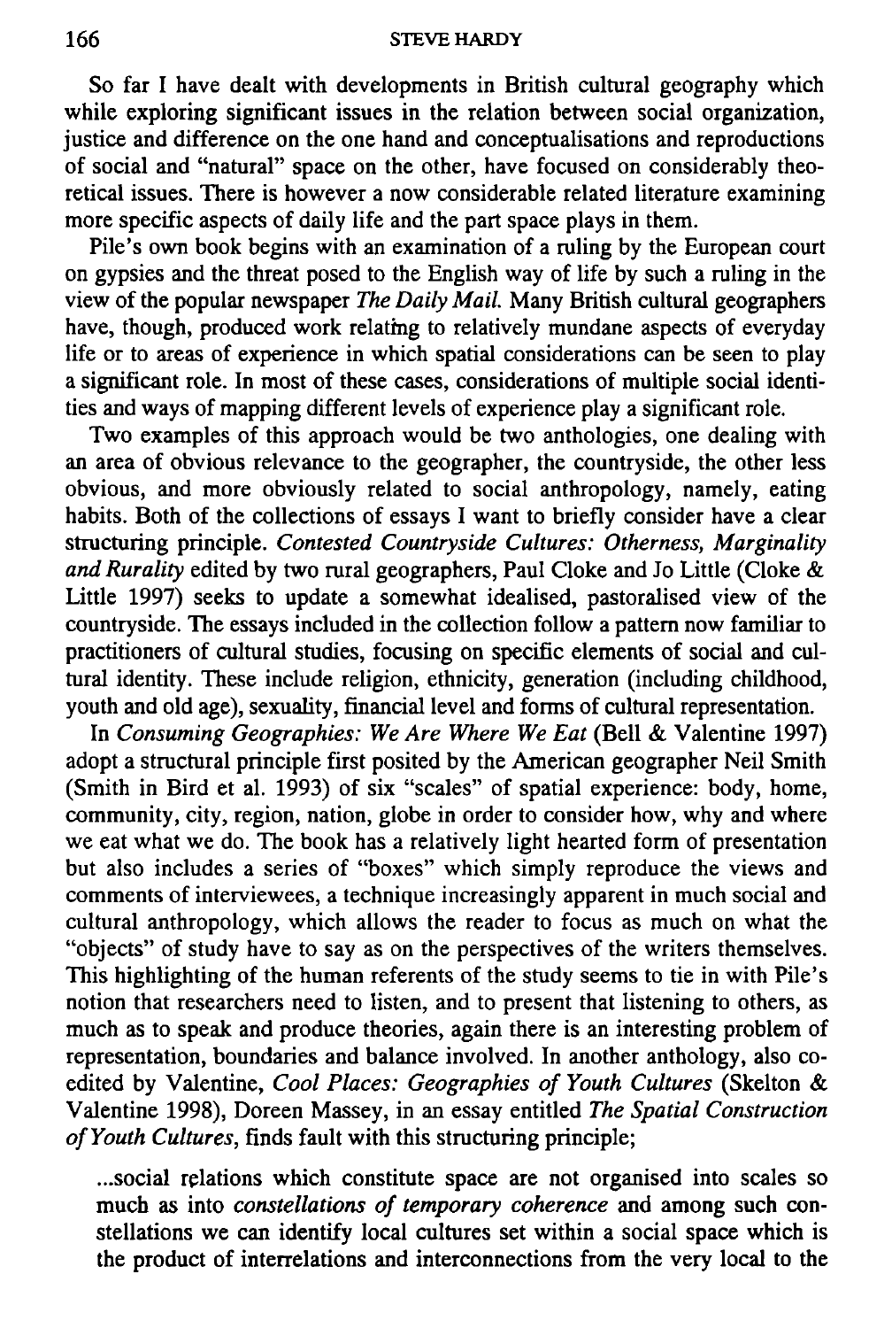So far I have dealt with developments in British cultural geography which while exploring significant issues in the relation between social organization, justice and difference on the one hand and conceptualisations and reproductions of social and "natural" space on the other, have focused on considerably theoretical issues. There is however a now considerable related literature examining more specific aspects of daily life and the part space plays in them.

Pile's own book begins with an examination of a ruling by the European court on gypsies and the threat posed to the English way of life by such a ruling in the view of the popular newspaper *The Daily Mail.* Many British cultural geographers have, though, produced work relating to relatively mundane aspects of everyday life or to areas of experience in which spatial considerations can be seen to play a significant role. In most of these cases, considerations of multiple social identities and ways of mapping different levels of experience play a significant role.

Two examples of this approach would be two anthologies, one dealing with an area of obvious relevance to the geographer, the countryside, the other less obvious, and more obviously related to social anthropology, namely, eating habits. Both of the collections of essays I want to briefly consider have a clear structuring principle. *Contested Countryside Cultures: Otherness, Marginality and Rurality* edited by two rural geographers, Paul Cloke and Jo Little (Cloke & Little 1997) seeks to update a somewhat idealised, pastoralised view of the countryside. The essays included in the collection follow a pattern now familiar to practitioners of cultural studies, focusing on specific elements of social and cultural identity. These include religion, ethnicity, generation (including childhood, youth and old age), sexuality, financial level and forms of cultural representation.

In *Consuming Geographies: We Are Where We Eat* (Bell & Valentine 1997) adopt a structural principle first posited by the American geographer Neil Smith (Smith in Bird et al. 1993) of six "scales" of spatial experience: body, home, community, city, region, nation, globe in order to consider how, why and where we eat what we do. The book has a relatively light hearted form of presentation but also includes a series of "boxes" which simply reproduce the views and comments of interviewees, a technique increasingly apparent in much social and cultural anthropology, which allows the reader to focus as much on what the "objects" of study have to say as on the perspectives of the writers themselves. This highlighting of the human referents of the study seems to tie in with Pile's notion that researchers need to listen, and to present that listening to others, as much as to speak and produce theories, again there is an interesting problem of representation, boundaries and balance involved. In another anthology, also co-edited by Valentine, *Cool Places: Geographies of Youth Cultures* (Skelton & Valentine 1998), Doreen Massey, in an essay entitled *The Spatial Construction of Youth Cultures*, finds fault with this structuring principle;

> ...social relations which constitute space are not organised into scales so much as into *constellations of temporary coherence* and among such constellations we can identify local cultures set within a social space which is the product of interrelations and interconnections from the very local to the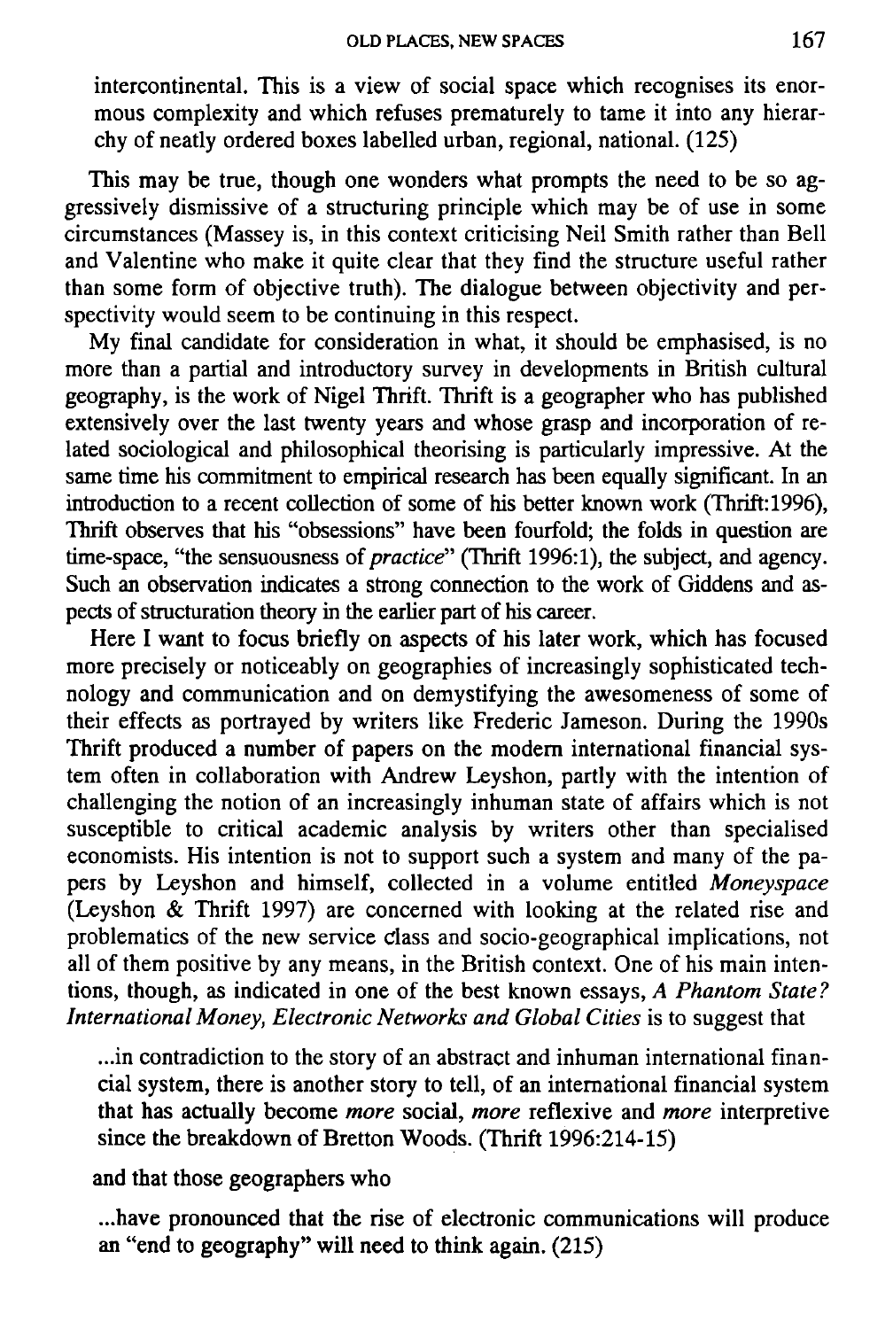> intercontinental. This is a view of social space which recognises its enormous complexity and which refuses prematurely to tame it into any hierarchy of neatly ordered boxes labelled urban, regional, national. (125)

This may be true, though one wonders what prompts the need to be so aggressively dismissive of a structuring principle which may be of use in some circumstances (Massey is, in this context criticising Neil Smith rather than Bell and Valentine who make it quite clear that they find the structure useful rather than some form of objective truth). The dialogue between objectivity and perspectivity would seem to be continuing in this respect.

My final candidate for consideration in what, it should be emphasised, is no more than a partial and introductory survey in developments in British cultural geography, is the work of Nigel Thrift. Thrift is a geographer who has published extensively over the last twenty years and whose grasp and incorporation of related sociological and philosophical theorising is particularly impressive. At the same time his commitment to empirical research has been equally significant. In an introduction to a recent collection of some of his better known work (Thrift:1996), Thrift observes that his "obsessions" have been fourfold; the folds in question are time-space, "the sensuousness of *practice*" (Thrift 1996:1), the subject, and agency. Such an observation indicates a strong connection to the work of Giddens and aspects of structuration theory in the earlier part of his career.

Here I want to focus briefly on aspects of his later work, which has focused more precisely or noticeably on geographies of increasingly sophisticated technology and communication and on demystifying the awesomeness of some of their effects as portrayed by writers like Frederic Jameson. During the 1990s Thrift produced a number of papers on the modern international financial system often in collaboration with Andrew Leyshon, partly with the intention of challenging the notion of an increasingly inhuman state of affairs which is not susceptible to critical academic analysis by writers other than specialised economists. His intention is not to support such a system and many of the papers by Leyshon and himself, collected in a volume entitled *Moneyspace* (Leyshon & Thrift 1997) are concerned with looking at the related rise and problematics of the new service class and socio-geographical implications, not all of them positive by any means, in the British context. One of his main intentions, though, as indicated in one of the best known essays, *A Phantom State? International Money, Electronic Networks and Global Cities* is to suggest that

> ...in contradiction to the story of an abstract and inhuman international financial system, there is another story to tell, of an international financial system that has actually become *more* social, *more* reflexive and *more* interpretive since the breakdown of Bretton Woods. (Thrift 1996:214-15)

and that those geographers who

> ...have pronounced that the rise of electronic communications will produce an "end to geography" will need to think again. (215)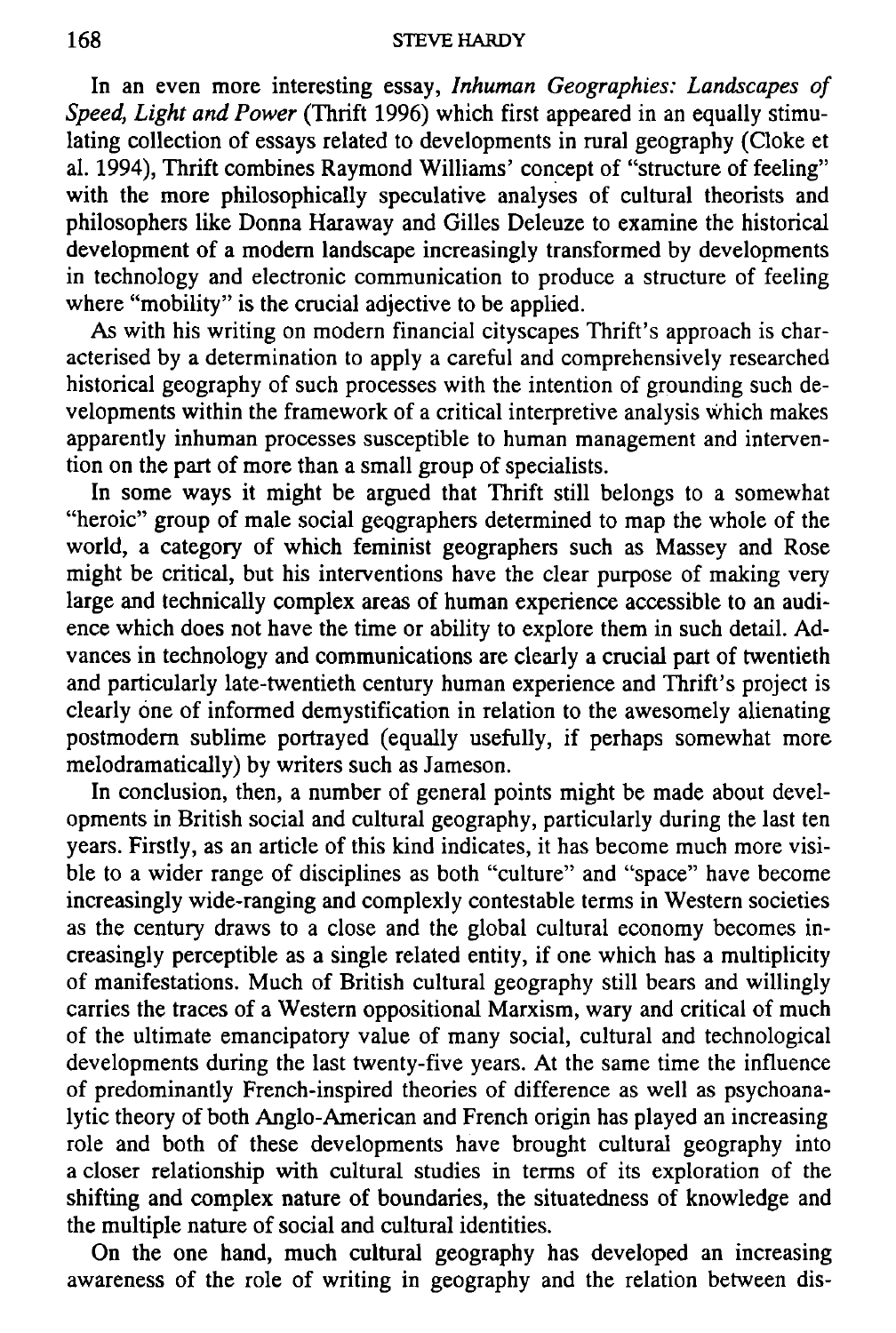In an even more interesting essay, *Inhuman Geographies: Landscapes of Speed, Light and Power* (Thrift 1996) which first appeared in an equally stimulating collection of essays related to developments in rural geography (Cloke et al. 1994), Thrift combines Raymond Williams' concept of "structure of feeling" with the more philosophically speculative analyses of cultural theorists and philosophers like Donna Haraway and Gilles Deleuze to examine the historical development of a modern landscape increasingly transformed by developments in technology and electronic communication to produce a structure of feeling where "mobility" is the crucial adjective to be applied.

As with his writing on modern financial cityscapes Thrift's approach is characterised by a determination to apply a careful and comprehensively researched historical geography of such processes with the intention of grounding such developments within the framework of a critical interpretive analysis which makes apparently inhuman processes susceptible to human management and intervention on the part of more than a small group of specialists.

In some ways it might be argued that Thrift still belongs to a somewhat "heroic" group of male social geographers determined to map the whole of the world, a category of which feminist geographers such as Massey and Rose might be critical, but his interventions have the clear purpose of making very large and technically complex areas of human experience accessible to an audience which does not have the time or ability to explore them in such detail. Advances in technology and communications are clearly a crucial part of twentieth and particularly late-twentieth century human experience and Thrift's project is clearly one of informed demystification in relation to the awesomely alienating postmodern sublime portrayed (equally usefully, if perhaps somewhat more melodramatically) by writers such as Jameson.

In conclusion, then, a number of general points might be made about developments in British social and cultural geography, particularly during the last ten years. Firstly, as an article of this kind indicates, it has become much more visible to a wider range of disciplines as both "culture" and "space" have become increasingly wide-ranging and complexly contestable terms in Western societies as the century draws to a close and the global cultural economy becomes increasingly perceptible as a single related entity, if one which has a multiplicity of manifestations. Much of British cultural geography still bears and willingly carries the traces of a Western oppositional Marxism, wary and critical of much of the ultimate emancipatory value of many social, cultural and technological developments during the last twenty-five years. At the same time the influence of predominantly French-inspired theories of difference as well as psychoanalytic theory of both Anglo-American and French origin has played an increasing role and both of these developments have brought cultural geography into a closer relationship with cultural studies in terms of its exploration of the shifting and complex nature of boundaries, the situatedness of knowledge and the multiple nature of social and cultural identities.

On the one hand, much cultural geography has developed an increasing awareness of the role of writing in geography and the relation between dis-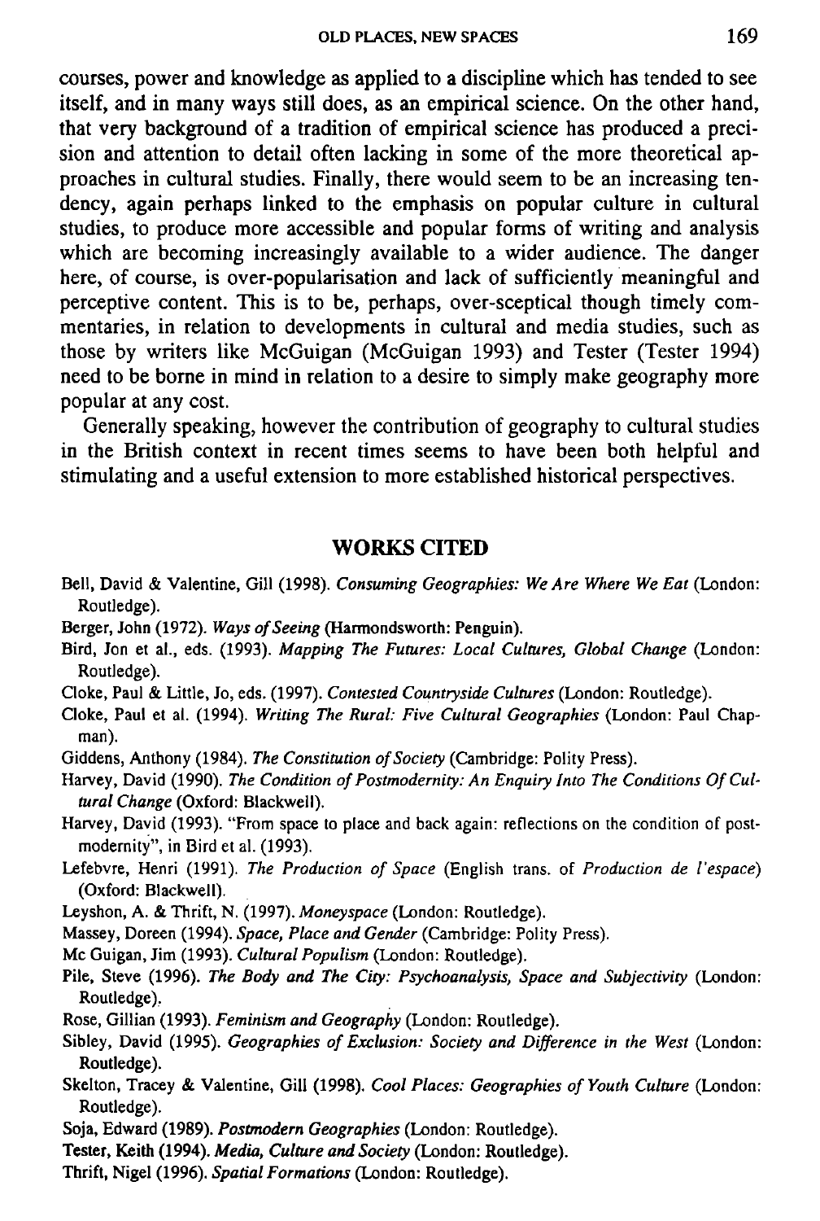courses, power and knowledge as applied to a discipline which has tended to see itself, and in many ways still does, as an empirical science. On the other hand, that very background of a tradition of empirical science has produced a precision and attention to detail often lacking in some of the more theoretical approaches in cultural studies. Finally, there would seem to be an increasing tendency, again perhaps linked to the emphasis on popular culture in cultural studies, to produce more accessible and popular forms of writing and analysis which are becoming increasingly available to a wider audience. The danger here, of course, is over-popularisation and lack of sufficiently meaningful and perceptive content. This is to be, perhaps, over-sceptical though timely commentaries, in relation to developments in cultural and media studies, such as those by writers like McGuigan (McGuigan 1993) and Tester (Tester 1994) need to be borne in mind in relation to a desire to simply make geography more popular at any cost.

Generally speaking, however the contribution of geography to cultural studies in the British context in recent times seems to have been both helpful and stimulating and a useful extension to more established historical perspectives.

## WORKS CITED

Bell, David & Valentine, Gill (1998). *Consuming Geographies: We Are Where We Eat* (London: Routledge).

Berger, John (1972). *Ways of Seeing* (Harmondsworth: Penguin).

Bird, Jon et al., eds. (1993). *Mapping The Futures: Local Cultures, Global Change* (London: Routledge).

Cloke, Paul & Little, Jo, eds. (1997). *Contested Countryside Cultures* (London: Routledge).

Cloke, Paul et al. (1994). *Writing The Rural: Five Cultural Geographies* (London: Paul Chapman).

Giddens, Anthony (1984). *The Constitution of Society* (Cambridge: Polity Press).

Harvey, David (1990). *The Condition of Postmodernity: An Enquiry Into The Conditions Of Cultural Change* (Oxford: Blackwell).

Harvey, David (1993). "From space to place and back again: reflections on the condition of postmodernity", in Bird et al. (1993).

Lefebvre, Henri (1991). *The Production of Space* (English trans. of *Production de l'espace*) (Oxford: Blackwell).

Leyshon, A. & Thrift, N. (1997). *Moneyspace* (London: Routledge).

Massey, Doreen (1994). *Space, Place and Gender* (Cambridge: Polity Press).

Mc Guigan, Jim (1993). *Cultural Populism* (London: Routledge).

Pile, Steve (1996). *The Body and The City: Psychoanalysis, Space and Subjectivity* (London: Routledge).

Rose, Gillian (1993). *Feminism and Geography* (London: Routledge).

Sibley, David (1995). *Geographies of Exclusion: Society and Difference in the West* (London: Routledge).

Skelton, Tracey & Valentine, Gill (1998). *Cool Places: Geographies of Youth Culture* (London: Routledge).

Soja, Edward (1989). *Postmodern Geographies* (London: Routledge).

Tester, Keith (1994). *Media, Culture and Society* (London: Routledge).

Thrift, Nigel (1996). *Spatial Formations* (London: Routledge).